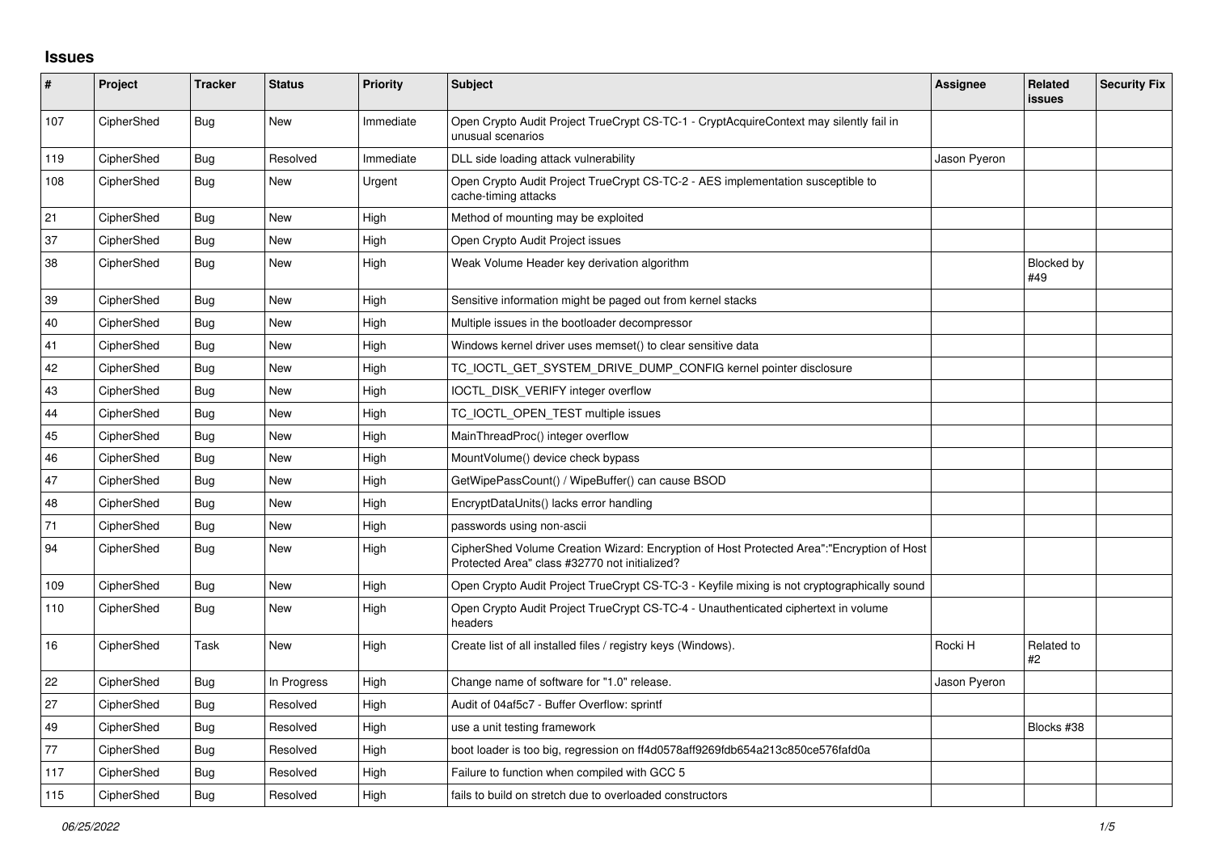## Issues

| # | Project | Tracker | Status | Priority | Subject | Assignee | Related issues | Security Fix |
|---|---|---|---|---|---|---|---|---|
| 107 | CipherShed | Bug | New | Immediate | Open Crypto Audit Project TrueCrypt CS-TC-1 - CryptAcquireContext may silently fail in unusual scenarios | | | |
| 119 | CipherShed | Bug | Resolved | Immediate | DLL side loading attack vulnerability | Jason Pyeron | | |
| 108 | CipherShed | Bug | New | Urgent | Open Crypto Audit Project TrueCrypt CS-TC-2 - AES implementation susceptible to cache-timing attacks | | | |
| 21 | CipherShed | Bug | New | High | Method of mounting may be exploited | | | |
| 37 | CipherShed | Bug | New | High | Open Crypto Audit Project issues | | | |
| 38 | CipherShed | Bug | New | High | Weak Volume Header key derivation algorithm | | Blocked by #49 | |
| 39 | CipherShed | Bug | New | High | Sensitive information might be paged out from kernel stacks | | | |
| 40 | CipherShed | Bug | New | High | Multiple issues in the bootloader decompressor | | | |
| 41 | CipherShed | Bug | New | High | Windows kernel driver uses memset() to clear sensitive data | | | |
| 42 | CipherShed | Bug | New | High | TC_IOCTL_GET_SYSTEM_DRIVE_DUMP_CONFIG kernel pointer disclosure | | | |
| 43 | CipherShed | Bug | New | High | IOCTL_DISK_VERIFY integer overflow | | | |
| 44 | CipherShed | Bug | New | High | TC_IOCTL_OPEN_TEST multiple issues | | | |
| 45 | CipherShed | Bug | New | High | MainThreadProc() integer overflow | | | |
| 46 | CipherShed | Bug | New | High | MountVolume() device check bypass | | | |
| 47 | CipherShed | Bug | New | High | GetWipePassCount() / WipeBuffer() can cause BSOD | | | |
| 48 | CipherShed | Bug | New | High | EncryptDataUnits() lacks error handling | | | |
| 71 | CipherShed | Bug | New | High | passwords using non-ascii | | | |
| 94 | CipherShed | Bug | New | High | CipherShed Volume Creation Wizard: Encryption of Host Protected Area":"Encryption of Host Protected Area" class #32770 not initialized? | | | |
| 109 | CipherShed | Bug | New | High | Open Crypto Audit Project TrueCrypt CS-TC-3 - Keyfile mixing is not cryptographically sound | | | |
| 110 | CipherShed | Bug | New | High | Open Crypto Audit Project TrueCrypt CS-TC-4 - Unauthenticated ciphertext in volume headers | | | |
| 16 | CipherShed | Task | New | High | Create list of all installed files / registry keys (Windows). | Rocki H | Related to #2 | |
| 22 | CipherShed | Bug | In Progress | High | Change name of software for "1.0" release. | Jason Pyeron | | |
| 27 | CipherShed | Bug | Resolved | High | Audit of 04af5c7 - Buffer Overflow: sprintf | | | |
| 49 | CipherShed | Bug | Resolved | High | use a unit testing framework | | Blocks #38 | |
| 77 | CipherShed | Bug | Resolved | High | boot loader is too big, regression on ff4d0578aff9269fdb654a213c850ce576fafd0a | | | |
| 117 | CipherShed | Bug | Resolved | High | Failure to function when compiled with GCC 5 | | | |
| 115 | CipherShed | Bug | Resolved | High | fails to build on stretch due to overloaded constructors | | | |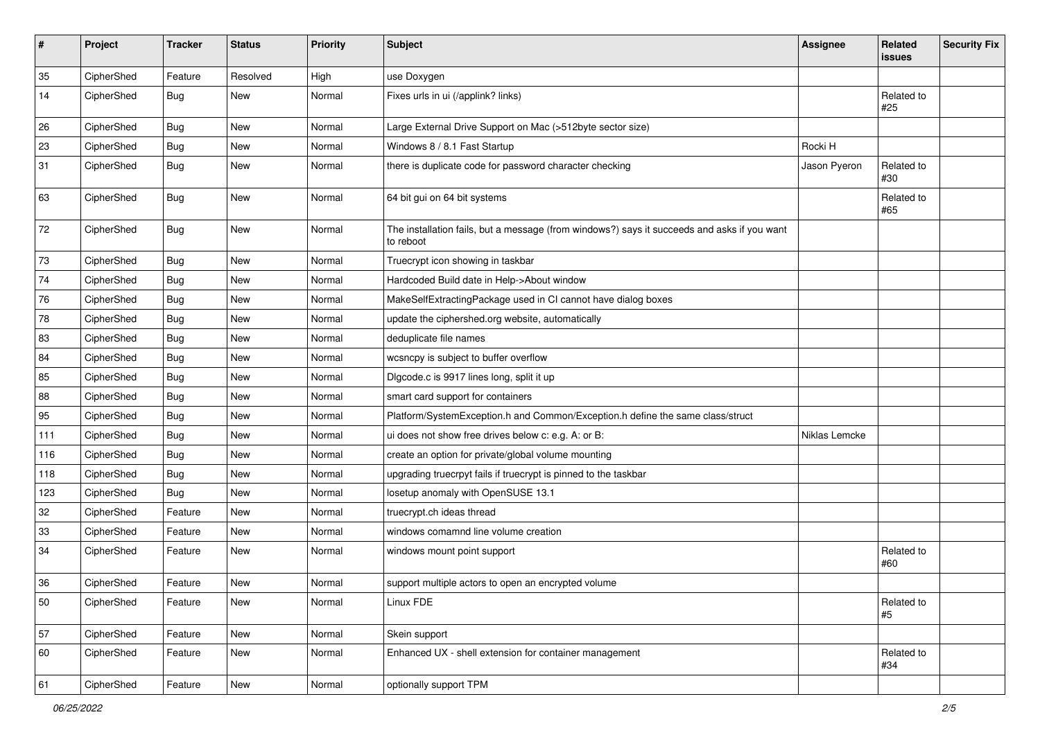| # | Project | Tracker | Status | Priority | Subject | Assignee | Related issues | Security Fix |
|---|---|---|---|---|---|---|---|---|
| 35 | CipherShed | Feature | Resolved | High | use Doxygen | | | |
| 14 | CipherShed | Bug | New | Normal | Fixes urls in ui (/applink? links) | | Related to #25 | |
| 26 | CipherShed | Bug | New | Normal | Large External Drive Support on Mac (>512byte sector size) | | | |
| 23 | CipherShed | Bug | New | Normal | Windows 8 / 8.1 Fast Startup | Rocki H | | |
| 31 | CipherShed | Bug | New | Normal | there is duplicate code for password character checking | Jason Pyeron | Related to #30 | |
| 63 | CipherShed | Bug | New | Normal | 64 bit gui on 64 bit systems | | Related to #65 | |
| 72 | CipherShed | Bug | New | Normal | The installation fails, but a message (from windows?) says it succeeds and asks if you want to reboot | | | |
| 73 | CipherShed | Bug | New | Normal | Truecrypt icon showing in taskbar | | | |
| 74 | CipherShed | Bug | New | Normal | Hardcoded Build date in Help->About window | | | |
| 76 | CipherShed | Bug | New | Normal | MakeSelfExtractingPackage used in CI cannot have dialog boxes | | | |
| 78 | CipherShed | Bug | New | Normal | update the ciphershed.org website, automatically | | | |
| 83 | CipherShed | Bug | New | Normal | deduplicate file names | | | |
| 84 | CipherShed | Bug | New | Normal | wcsncpy is subject to buffer overflow | | | |
| 85 | CipherShed | Bug | New | Normal | Dlgcode.c is 9917 lines long, split it up | | | |
| 88 | CipherShed | Bug | New | Normal | smart card support for containers | | | |
| 95 | CipherShed | Bug | New | Normal | Platform/SystemException.h and Common/Exception.h define the same class/struct | | | |
| 111 | CipherShed | Bug | New | Normal | ui does not show free drives below c: e.g. A: or B: | Niklas Lemcke | | |
| 116 | CipherShed | Bug | New | Normal | create an option for private/global volume mounting | | | |
| 118 | CipherShed | Bug | New | Normal | upgrading truecrpyt fails if truecrypt is pinned to the taskbar | | | |
| 123 | CipherShed | Bug | New | Normal | losetup anomaly with OpenSUSE 13.1 | | | |
| 32 | CipherShed | Feature | New | Normal | truecrypt.ch ideas thread | | | |
| 33 | CipherShed | Feature | New | Normal | windows comamnd line volume creation | | | |
| 34 | CipherShed | Feature | New | Normal | windows mount point support | | Related to #60 | |
| 36 | CipherShed | Feature | New | Normal | support multiple actors to open an encrypted volume | | | |
| 50 | CipherShed | Feature | New | Normal | Linux FDE | | Related to #5 | |
| 57 | CipherShed | Feature | New | Normal | Skein support | | | |
| 60 | CipherShed | Feature | New | Normal | Enhanced UX - shell extension for container management | | Related to #34 | |
| 61 | CipherShed | Feature | New | Normal | optionally support TPM | | | |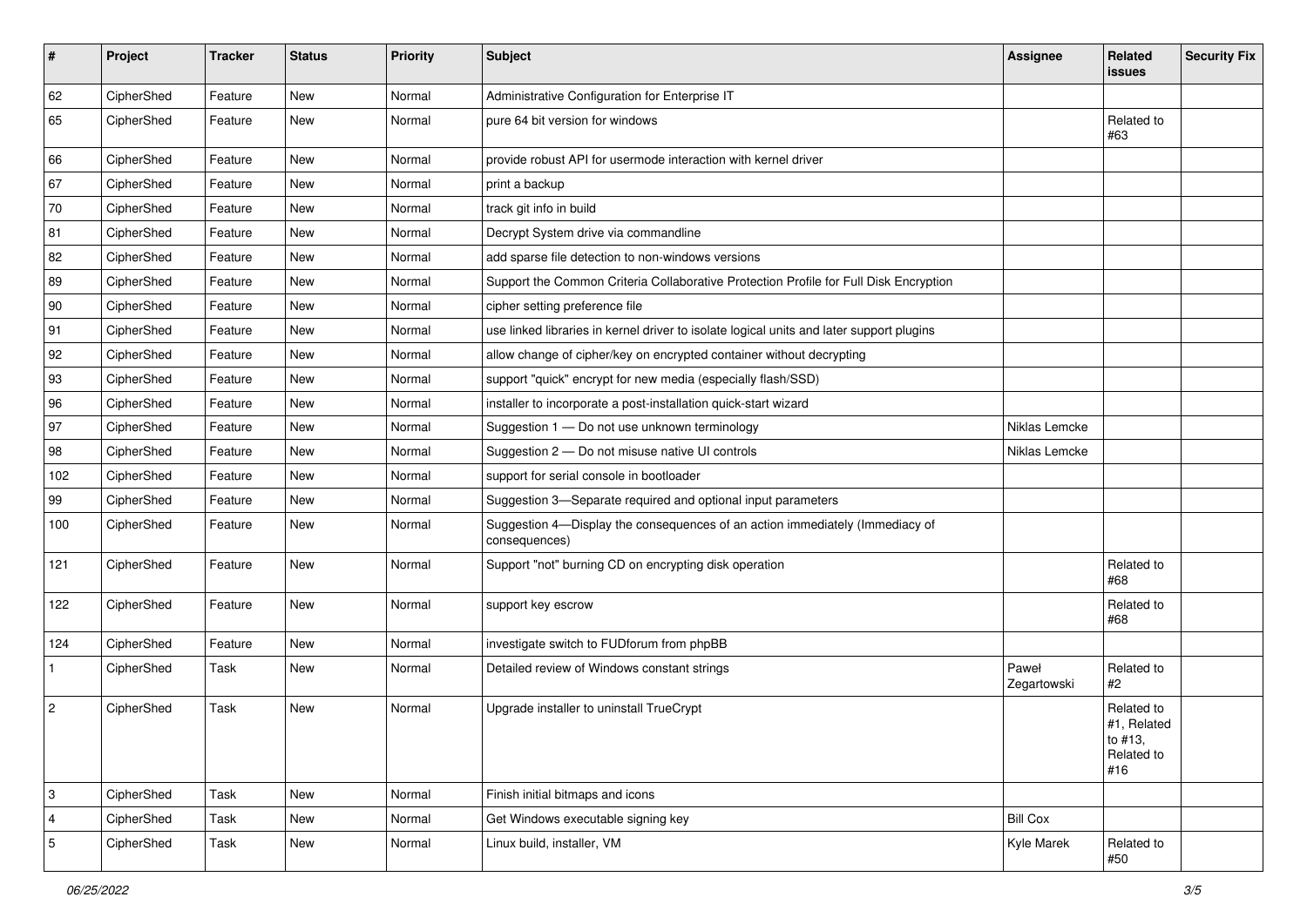| # | Project | Tracker | Status | Priority | Subject | Assignee | Related issues | Security Fix |
|---|---|---|---|---|---|---|---|---|
| 62 | CipherShed | Feature | New | Normal | Administrative Configuration for Enterprise IT | | | |
| 65 | CipherShed | Feature | New | Normal | pure 64 bit version for windows | | Related to #63 | |
| 66 | CipherShed | Feature | New | Normal | provide robust API for usermode interaction with kernel driver | | | |
| 67 | CipherShed | Feature | New | Normal | print a backup | | | |
| 70 | CipherShed | Feature | New | Normal | track git info in build | | | |
| 81 | CipherShed | Feature | New | Normal | Decrypt System drive via commandline | | | |
| 82 | CipherShed | Feature | New | Normal | add sparse file detection to non-windows versions | | | |
| 89 | CipherShed | Feature | New | Normal | Support the Common Criteria Collaborative Protection Profile for Full Disk Encryption | | | |
| 90 | CipherShed | Feature | New | Normal | cipher setting preference file | | | |
| 91 | CipherShed | Feature | New | Normal | use linked libraries in kernel driver to isolate logical units and later support plugins | | | |
| 92 | CipherShed | Feature | New | Normal | allow change of cipher/key on encrypted container without decrypting | | | |
| 93 | CipherShed | Feature | New | Normal | support "quick" encrypt for new media (especially flash/SSD) | | | |
| 96 | CipherShed | Feature | New | Normal | installer to incorporate a post-installation quick-start wizard | | | |
| 97 | CipherShed | Feature | New | Normal | Suggestion 1 — Do not use unknown terminology | Niklas Lemcke | | |
| 98 | CipherShed | Feature | New | Normal | Suggestion 2 — Do not misuse native UI controls | Niklas Lemcke | | |
| 102 | CipherShed | Feature | New | Normal | support for serial console in bootloader | | | |
| 99 | CipherShed | Feature | New | Normal | Suggestion 3—Separate required and optional input parameters | | | |
| 100 | CipherShed | Feature | New | Normal | Suggestion 4—Display the consequences of an action immediately (Immediacy of consequences) | | | |
| 121 | CipherShed | Feature | New | Normal | Support "not" burning CD on encrypting disk operation | | Related to #68 | |
| 122 | CipherShed | Feature | New | Normal | support key escrow | | Related to #68 | |
| 124 | CipherShed | Feature | New | Normal | investigate switch to FUDforum from phpBB | | | |
| 1 | CipherShed | Task | New | Normal | Detailed review of Windows constant strings | Paweł Zegartowski | Related to #2 | |
| 2 | CipherShed | Task | New | Normal | Upgrade installer to uninstall TrueCrypt | | Related to #1, Related to #13, Related to #16 | |
| 3 | CipherShed | Task | New | Normal | Finish initial bitmaps and icons | | | |
| 4 | CipherShed | Task | New | Normal | Get Windows executable signing key | Bill Cox | | |
| 5 | CipherShed | Task | New | Normal | Linux build, installer, VM | Kyle Marek | Related to #50 | |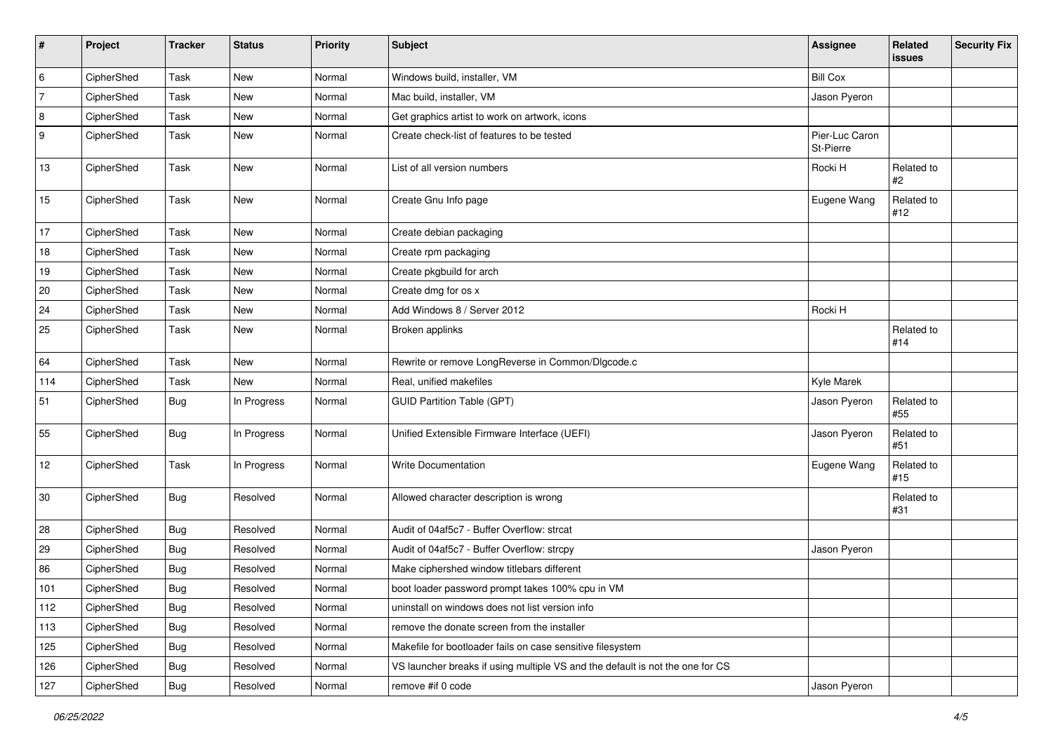| # | Project | Tracker | Status | Priority | Subject | Assignee | Related issues | Security Fix |
|---|---|---|---|---|---|---|---|---|
| 6 | CipherShed | Task | New | Normal | Windows build, installer, VM | Bill Cox | | |
| 7 | CipherShed | Task | New | Normal | Mac build, installer, VM | Jason Pyeron | | |
| 8 | CipherShed | Task | New | Normal | Get graphics artist to work on artwork, icons | | | |
| 9 | CipherShed | Task | New | Normal | Create check-list of features to be tested | Pier-Luc Caron St-Pierre | | |
| 13 | CipherShed | Task | New | Normal | List of all version numbers | Rocki H | Related to #2 | |
| 15 | CipherShed | Task | New | Normal | Create Gnu Info page | Eugene Wang | Related to #12 | |
| 17 | CipherShed | Task | New | Normal | Create debian packaging | | | |
| 18 | CipherShed | Task | New | Normal | Create rpm packaging | | | |
| 19 | CipherShed | Task | New | Normal | Create pkgbuild for arch | | | |
| 20 | CipherShed | Task | New | Normal | Create dmg for os x | | | |
| 24 | CipherShed | Task | New | Normal | Add Windows 8 / Server 2012 | Rocki H | | |
| 25 | CipherShed | Task | New | Normal | Broken applinks | | Related to #14 | |
| 64 | CipherShed | Task | New | Normal | Rewrite or remove LongReverse in Common/Dlgcode.c | | | |
| 114 | CipherShed | Task | New | Normal | Real, unified makefiles | Kyle Marek | | |
| 51 | CipherShed | Bug | In Progress | Normal | GUID Partition Table (GPT) | Jason Pyeron | Related to #55 | |
| 55 | CipherShed | Bug | In Progress | Normal | Unified Extensible Firmware Interface (UEFI) | Jason Pyeron | Related to #51 | |
| 12 | CipherShed | Task | In Progress | Normal | Write Documentation | Eugene Wang | Related to #15 | |
| 30 | CipherShed | Bug | Resolved | Normal | Allowed character description is wrong | | Related to #31 | |
| 28 | CipherShed | Bug | Resolved | Normal | Audit of 04af5c7 - Buffer Overflow: strcat | | | |
| 29 | CipherShed | Bug | Resolved | Normal | Audit of 04af5c7 - Buffer Overflow: strcpy | Jason Pyeron | | |
| 86 | CipherShed | Bug | Resolved | Normal | Make ciphershed window titlebars different | | | |
| 101 | CipherShed | Bug | Resolved | Normal | boot loader password prompt takes 100% cpu in VM | | | |
| 112 | CipherShed | Bug | Resolved | Normal | uninstall on windows does not list version info | | | |
| 113 | CipherShed | Bug | Resolved | Normal | remove the donate screen from the installer | | | |
| 125 | CipherShed | Bug | Resolved | Normal | Makefile for bootloader fails on case sensitive filesystem | | | |
| 126 | CipherShed | Bug | Resolved | Normal | VS launcher breaks if using multiple VS and the default is not the one for CS | | | |
| 127 | CipherShed | Bug | Resolved | Normal | remove #if 0 code | Jason Pyeron | | |

*06/25/2022*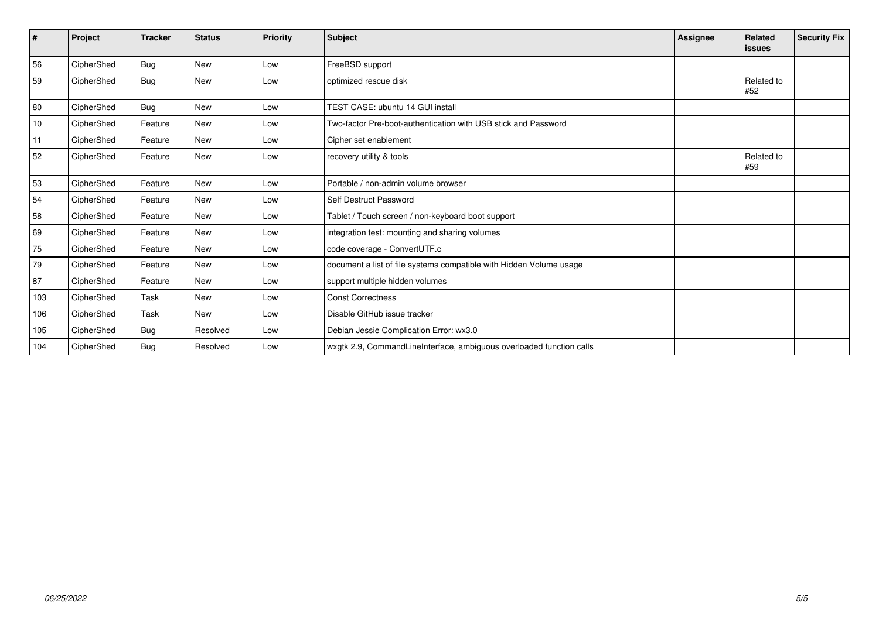| # | Project | Tracker | Status | Priority | Subject | Assignee | Related issues | Security Fix |
|---|---|---|---|---|---|---|---|---|
| 56 | CipherShed | Bug | New | Low | FreeBSD support | | | |
| 59 | CipherShed | Bug | New | Low | optimized rescue disk | | Related to #52 | |
| 80 | CipherShed | Bug | New | Low | TEST CASE: ubuntu 14 GUI install | | | |
| 10 | CipherShed | Feature | New | Low | Two-factor Pre-boot-authentication with USB stick and Password | | | |
| 11 | CipherShed | Feature | New | Low | Cipher set enablement | | | |
| 52 | CipherShed | Feature | New | Low | recovery utility & tools | | Related to #59 | |
| 53 | CipherShed | Feature | New | Low | Portable / non-admin volume browser | | | |
| 54 | CipherShed | Feature | New | Low | Self Destruct Password | | | |
| 58 | CipherShed | Feature | New | Low | Tablet / Touch screen / non-keyboard boot support | | | |
| 69 | CipherShed | Feature | New | Low | integration test: mounting and sharing volumes | | | |
| 75 | CipherShed | Feature | New | Low | code coverage - ConvertUTF.c | | | |
| 79 | CipherShed | Feature | New | Low | document a list of file systems compatible with Hidden Volume usage | | | |
| 87 | CipherShed | Feature | New | Low | support multiple hidden volumes | | | |
| 103 | CipherShed | Task | New | Low | Const Correctness | | | |
| 106 | CipherShed | Task | New | Low | Disable GitHub issue tracker | | | |
| 105 | CipherShed | Bug | Resolved | Low | Debian Jessie Complication Error: wx3.0 | | | |
| 104 | CipherShed | Bug | Resolved | Low | wxgtk 2.9, CommandLineInterface, ambiguous overloaded function calls | | | |

*06/25/2022*